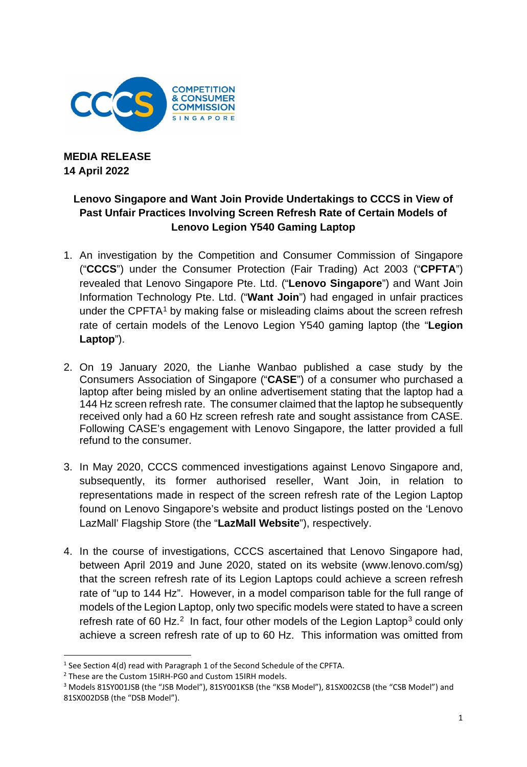**MEDIA RELEASE**
**14 April 2022**

## Lenovo Singapore and Want Join Provide Undertakings to CCCS in View of Past Unfair Practices Involving Screen Refresh Rate of Certain Models of Lenovo Legion Y540 Gaming Laptop

1. An investigation by the Competition and Consumer Commission of Singapore ("**CCCS**") under the Consumer Protection (Fair Trading) Act 2003 ("**CPFTA**") revealed that Lenovo Singapore Pte. Ltd. ("**Lenovo Singapore**") and Want Join Information Technology Pte. Ltd. ("**Want Join**") had engaged in unfair practices under the CPFTA[1] by making false or misleading claims about the screen refresh rate of certain models of the Lenovo Legion Y540 gaming laptop (the "**Legion Laptop**").

2. On 19 January 2020, the Lianhe Wanbao published a case study by the Consumers Association of Singapore ("**CASE**") of a consumer who purchased a laptop after being misled by an online advertisement stating that the laptop had a 144 Hz screen refresh rate. The consumer claimed that the laptop he subsequently received only had a 60 Hz screen refresh rate and sought assistance from CASE. Following CASE's engagement with Lenovo Singapore, the latter provided a full refund to the consumer.

3. In May 2020, CCCS commenced investigations against Lenovo Singapore and, subsequently, its former authorised reseller, Want Join, in relation to representations made in respect of the screen refresh rate of the Legion Laptop found on Lenovo Singapore's website and product listings posted on the 'Lenovo LazMall' Flagship Store (the "**LazMall Website**"), respectively.

4. In the course of investigations, CCCS ascertained that Lenovo Singapore had, between April 2019 and June 2020, stated on its website (www.lenovo.com/sg) that the screen refresh rate of its Legion Laptops could achieve a screen refresh rate of "up to 144 Hz". However, in a model comparison table for the full range of models of the Legion Laptop, only two specific models were stated to have a screen refresh rate of 60 Hz.[2] In fact, four other models of the Legion Laptop[3] could only achieve a screen refresh rate of up to 60 Hz. This information was omitted from

---

[1] See Section 4(d) read with Paragraph 1 of the Second Schedule of the CPFTA.

[2] These are the Custom 15IRH-PG0 and Custom 15IRH models.

[3] Models 81SY001JSB (the "JSB Model"), 81SY001KSB (the "KSB Model"), 81SX002CSB (the "CSB Model") and 81SX002DSB (the "DSB Model").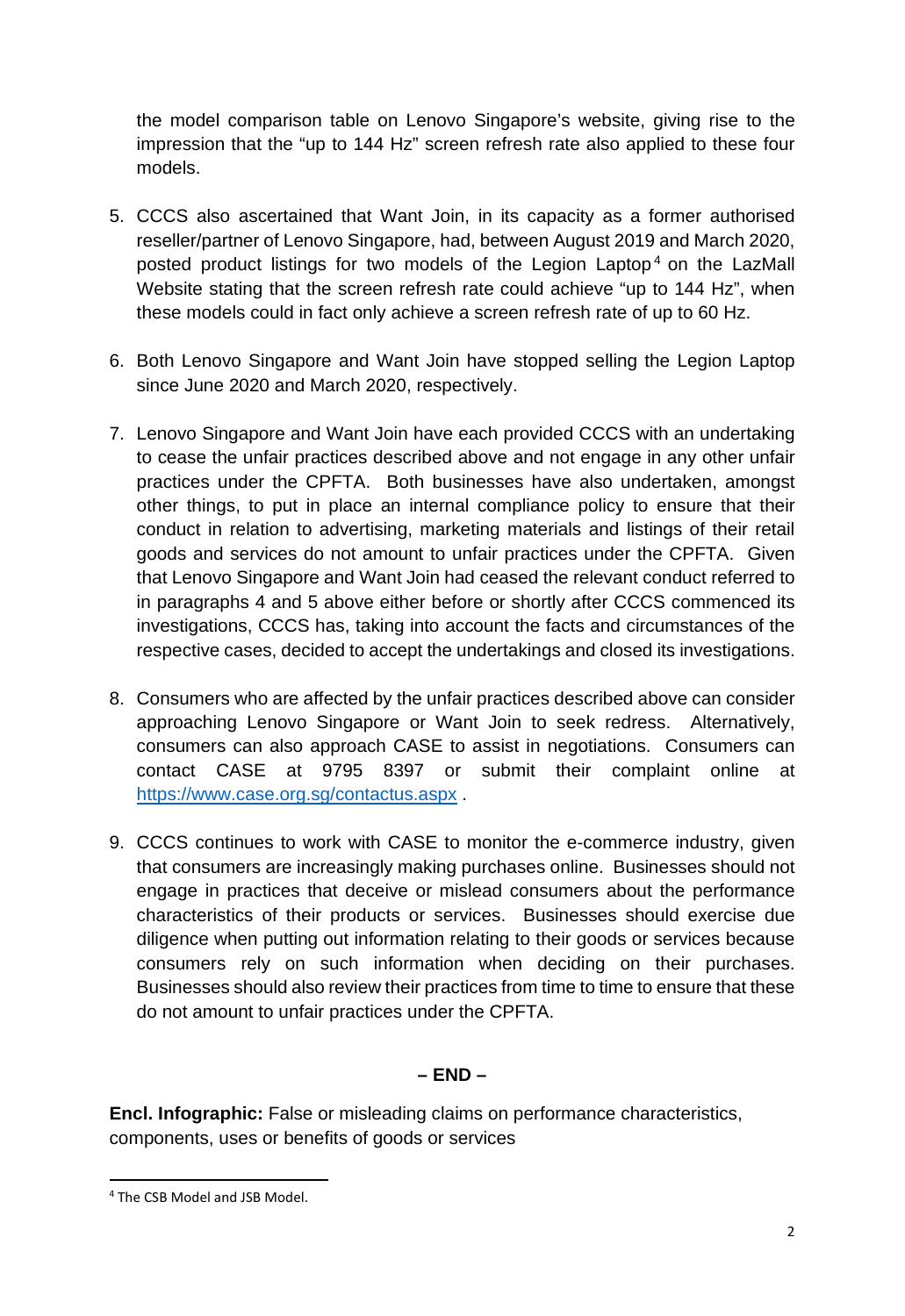the model comparison table on Lenovo Singapore's website, giving rise to the impression that the "up to 144 Hz" screen refresh rate also applied to these four models.

5. CCCS also ascertained that Want Join, in its capacity as a former authorised reseller/partner of Lenovo Singapore, had, between August 2019 and March 2020, posted product listings for two models of the Legion Laptop[4] on the LazMall Website stating that the screen refresh rate could achieve "up to 144 Hz", when these models could in fact only achieve a screen refresh rate of up to 60 Hz.

6. Both Lenovo Singapore and Want Join have stopped selling the Legion Laptop since June 2020 and March 2020, respectively.

7. Lenovo Singapore and Want Join have each provided CCCS with an undertaking to cease the unfair practices described above and not engage in any other unfair practices under the CPFTA. Both businesses have also undertaken, amongst other things, to put in place an internal compliance policy to ensure that their conduct in relation to advertising, marketing materials and listings of their retail goods and services do not amount to unfair practices under the CPFTA. Given that Lenovo Singapore and Want Join had ceased the relevant conduct referred to in paragraphs 4 and 5 above either before or shortly after CCCS commenced its investigations, CCCS has, taking into account the facts and circumstances of the respective cases, decided to accept the undertakings and closed its investigations.

8. Consumers who are affected by the unfair practices described above can consider approaching Lenovo Singapore or Want Join to seek redress. Alternatively, consumers can also approach CASE to assist in negotiations. Consumers can contact CASE at 9795 8397 or submit their complaint online at [https://www.case.org.sg/contactus.aspx](https://www.case.org.sg/contactus.aspx) .

9. CCCS continues to work with CASE to monitor the e-commerce industry, given that consumers are increasingly making purchases online. Businesses should not engage in practices that deceive or mislead consumers about the performance characteristics of their products or services. Businesses should exercise due diligence when putting out information relating to their goods or services because consumers rely on such information when deciding on their purchases. Businesses should also review their practices from time to time to ensure that these do not amount to unfair practices under the CPFTA.

**– END –**

**Encl. Infographic:** False or misleading claims on performance characteristics, components, uses or benefits of goods or services

---

[4] The CSB Model and JSB Model.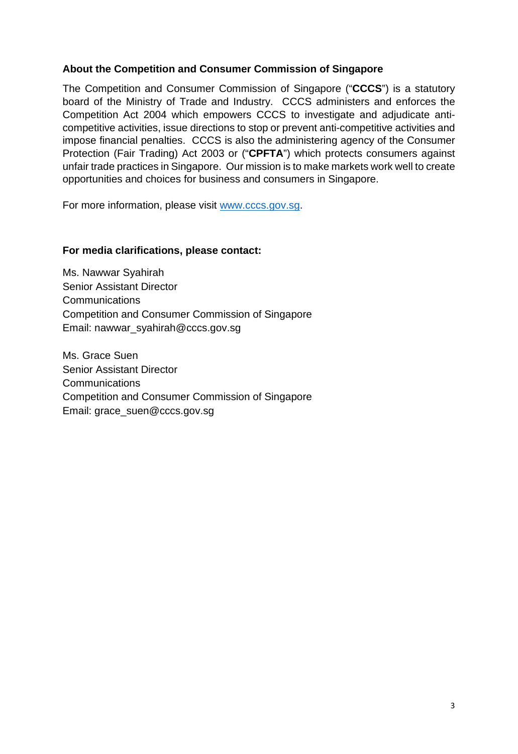**About the Competition and Consumer Commission of Singapore**

The Competition and Consumer Commission of Singapore ("**CCCS**") is a statutory board of the Ministry of Trade and Industry. CCCS administers and enforces the Competition Act 2004 which empowers CCCS to investigate and adjudicate anti-competitive activities, issue directions to stop or prevent anti-competitive activities and impose financial penalties. CCCS is also the administering agency of the Consumer Protection (Fair Trading) Act 2003 or ("**CPFTA**") which protects consumers against unfair trade practices in Singapore. Our mission is to make markets work well to create opportunities and choices for business and consumers in Singapore.

For more information, please visit [www.cccs.gov.sg](http://www.cccs.gov.sg).

**For media clarifications, please contact:**

Ms. Nawwar Syahirah
Senior Assistant Director
Communications
Competition and Consumer Commission of Singapore
Email: nawwar_syahirah@cccs.gov.sg

Ms. Grace Suen
Senior Assistant Director
Communications
Competition and Consumer Commission of Singapore
Email: grace_suen@cccs.gov.sg